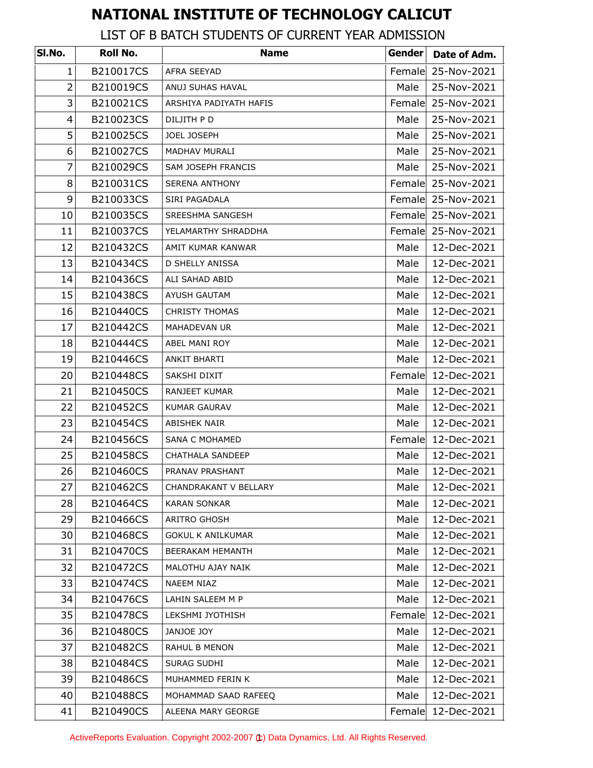# NATIONAL INSTITUTE OF TECHNOLOGY CALICUT

## LIST OF B BATCH STUDENTS OF CURRENT YEAR ADMISSION

| Sl.No. | Roll No. | Name | Gender | Date of Adm. |
|---|---|---|---|---|
| 1 | B210017CS | AFRA SEEYAD | Female | 25-Nov-2021 |
| 2 | B210019CS | ANUJ SUHAS HAVAL | Male | 25-Nov-2021 |
| 3 | B210021CS | ARSHIYA PADIYATH HAFIS | Female | 25-Nov-2021 |
| 4 | B210023CS | DILJITH P D | Male | 25-Nov-2021 |
| 5 | B210025CS | JOEL JOSEPH | Male | 25-Nov-2021 |
| 6 | B210027CS | MADHAV MURALI | Male | 25-Nov-2021 |
| 7 | B210029CS | SAM JOSEPH FRANCIS | Male | 25-Nov-2021 |
| 8 | B210031CS | SERENA ANTHONY | Female | 25-Nov-2021 |
| 9 | B210033CS | SIRI PAGADALA | Female | 25-Nov-2021 |
| 10 | B210035CS | SREESHMA SANGESH | Female | 25-Nov-2021 |
| 11 | B210037CS | YELAMARTHY SHRADDHA | Female | 25-Nov-2021 |
| 12 | B210432CS | AMIT KUMAR KANWAR | Male | 12-Dec-2021 |
| 13 | B210434CS | D SHELLY ANISSA | Male | 12-Dec-2021 |
| 14 | B210436CS | ALI SAHAD ABID | Male | 12-Dec-2021 |
| 15 | B210438CS | AYUSH GAUTAM | Male | 12-Dec-2021 |
| 16 | B210440CS | CHRISTY THOMAS | Male | 12-Dec-2021 |
| 17 | B210442CS | MAHADEVAN UR | Male | 12-Dec-2021 |
| 18 | B210444CS | ABEL MANI ROY | Male | 12-Dec-2021 |
| 19 | B210446CS | ANKIT BHARTI | Male | 12-Dec-2021 |
| 20 | B210448CS | SAKSHI DIXIT | Female | 12-Dec-2021 |
| 21 | B210450CS | RANJEET KUMAR | Male | 12-Dec-2021 |
| 22 | B210452CS | KUMAR GAURAV | Male | 12-Dec-2021 |
| 23 | B210454CS | ABISHEK NAIR | Male | 12-Dec-2021 |
| 24 | B210456CS | SANA C MOHAMED | Female | 12-Dec-2021 |
| 25 | B210458CS | CHATHALA SANDEEP | Male | 12-Dec-2021 |
| 26 | B210460CS | PRANAV PRASHANT | Male | 12-Dec-2021 |
| 27 | B210462CS | CHANDRAKANT V BELLARY | Male | 12-Dec-2021 |
| 28 | B210464CS | KARAN SONKAR | Male | 12-Dec-2021 |
| 29 | B210466CS | ARITRO GHOSH | Male | 12-Dec-2021 |
| 30 | B210468CS | GOKUL K ANILKUMAR | Male | 12-Dec-2021 |
| 31 | B210470CS | BEERAKAM HEMANTH | Male | 12-Dec-2021 |
| 32 | B210472CS | MALOTHU AJAY NAIK | Male | 12-Dec-2021 |
| 33 | B210474CS | NAEEM NIAZ | Male | 12-Dec-2021 |
| 34 | B210476CS | LAHIN SALEEM M P | Male | 12-Dec-2021 |
| 35 | B210478CS | LEKSHMI JYOTHISH | Female | 12-Dec-2021 |
| 36 | B210480CS | JANJOE JOY | Male | 12-Dec-2021 |
| 37 | B210482CS | RAHUL B MENON | Male | 12-Dec-2021 |
| 38 | B210484CS | SURAG SUDHI | Male | 12-Dec-2021 |
| 39 | B210486CS | MUHAMMED FERIN K | Male | 12-Dec-2021 |
| 40 | B210488CS | MOHAMMAD SAAD RAFEEQ | Male | 12-Dec-2021 |
| 41 | B210490CS | ALEENA MARY GEORGE | Female | 12-Dec-2021 |

ActiveReports Evaluation. Copyright 2002-2007 (c) Data Dynamics, Ltd. All Rights Reserved.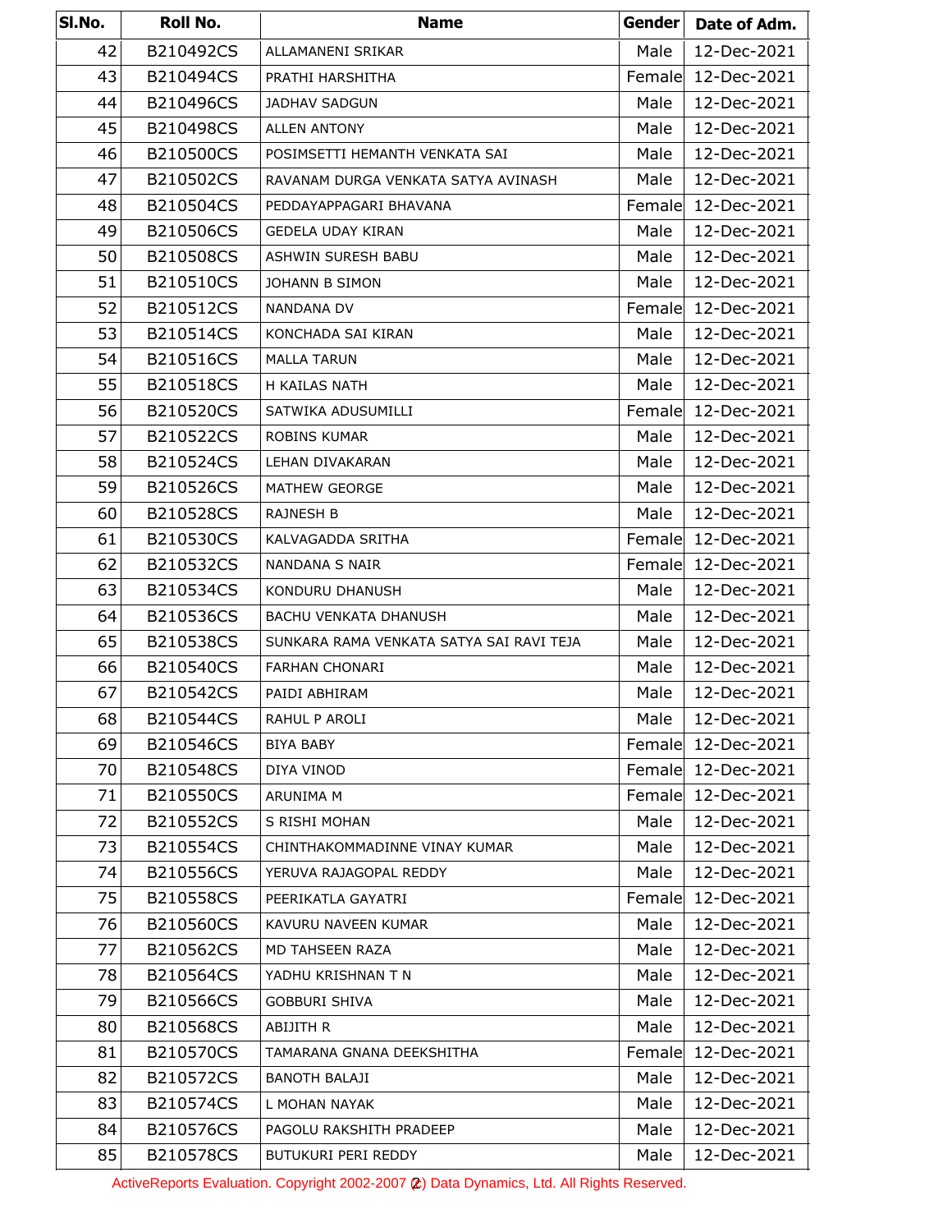| Sl.No. | Roll No. | Name | Gender | Date of Adm. |
|---|---|---|---|---|
| 42 | B210492CS | ALLAMANENI SRIKAR | Male | 12-Dec-2021 |
| 43 | B210494CS | PRATHI HARSHITHA | Female | 12-Dec-2021 |
| 44 | B210496CS | JADHAV SADGUN | Male | 12-Dec-2021 |
| 45 | B210498CS | ALLEN ANTONY | Male | 12-Dec-2021 |
| 46 | B210500CS | POSIMSETTI HEMANTH VENKATA SAI | Male | 12-Dec-2021 |
| 47 | B210502CS | RAVANAM DURGA VENKATA SATYA AVINASH | Male | 12-Dec-2021 |
| 48 | B210504CS | PEDDAYAPPAGARI BHAVANA | Female | 12-Dec-2021 |
| 49 | B210506CS | GEDELA UDAY KIRAN | Male | 12-Dec-2021 |
| 50 | B210508CS | ASHWIN SURESH BABU | Male | 12-Dec-2021 |
| 51 | B210510CS | JOHANN B SIMON | Male | 12-Dec-2021 |
| 52 | B210512CS | NANDANA DV | Female | 12-Dec-2021 |
| 53 | B210514CS | KONCHADA SAI KIRAN | Male | 12-Dec-2021 |
| 54 | B210516CS | MALLA TARUN | Male | 12-Dec-2021 |
| 55 | B210518CS | H KAILAS NATH | Male | 12-Dec-2021 |
| 56 | B210520CS | SATWIKA ADUSUMILLI | Female | 12-Dec-2021 |
| 57 | B210522CS | ROBINS KUMAR | Male | 12-Dec-2021 |
| 58 | B210524CS | LEHAN DIVAKARAN | Male | 12-Dec-2021 |
| 59 | B210526CS | MATHEW GEORGE | Male | 12-Dec-2021 |
| 60 | B210528CS | RAJNESH B | Male | 12-Dec-2021 |
| 61 | B210530CS | KALVAGADDA SRITHA | Female | 12-Dec-2021 |
| 62 | B210532CS | NANDANA S NAIR | Female | 12-Dec-2021 |
| 63 | B210534CS | KONDURU DHANUSH | Male | 12-Dec-2021 |
| 64 | B210536CS | BACHU VENKATA DHANUSH | Male | 12-Dec-2021 |
| 65 | B210538CS | SUNKARA RAMA VENKATA SATYA SAI RAVI TEJA | Male | 12-Dec-2021 |
| 66 | B210540CS | FARHAN CHONARI | Male | 12-Dec-2021 |
| 67 | B210542CS | PAIDI ABHIRAM | Male | 12-Dec-2021 |
| 68 | B210544CS | RAHUL P AROLI | Male | 12-Dec-2021 |
| 69 | B210546CS | BIYA BABY | Female | 12-Dec-2021 |
| 70 | B210548CS | DIYA VINOD | Female | 12-Dec-2021 |
| 71 | B210550CS | ARUNIMA M | Female | 12-Dec-2021 |
| 72 | B210552CS | S RISHI MOHAN | Male | 12-Dec-2021 |
| 73 | B210554CS | CHINTHAKOMMADINNE VINAY KUMAR | Male | 12-Dec-2021 |
| 74 | B210556CS | YERUVA RAJAGOPAL REDDY | Male | 12-Dec-2021 |
| 75 | B210558CS | PEERIKATLA GAYATRI | Female | 12-Dec-2021 |
| 76 | B210560CS | KAVURU NAVEEN KUMAR | Male | 12-Dec-2021 |
| 77 | B210562CS | MD TAHSEEN RAZA | Male | 12-Dec-2021 |
| 78 | B210564CS | YADHU KRISHNAN T N | Male | 12-Dec-2021 |
| 79 | B210566CS | GOBBURI SHIVA | Male | 12-Dec-2021 |
| 80 | B210568CS | ABIJITH R | Male | 12-Dec-2021 |
| 81 | B210570CS | TAMARANA GNANA DEEKSHITHA | Female | 12-Dec-2021 |
| 82 | B210572CS | BANOTH BALAJI | Male | 12-Dec-2021 |
| 83 | B210574CS | L MOHAN NAYAK | Male | 12-Dec-2021 |
| 84 | B210576CS | PAGOLU RAKSHITH PRADEEP | Male | 12-Dec-2021 |
| 85 | B210578CS | BUTUKURI PERI REDDY | Male | 12-Dec-2021 |

ActiveReports Evaluation. Copyright 2002-2007 (c) Data Dynamics, Ltd. All Rights Reserved.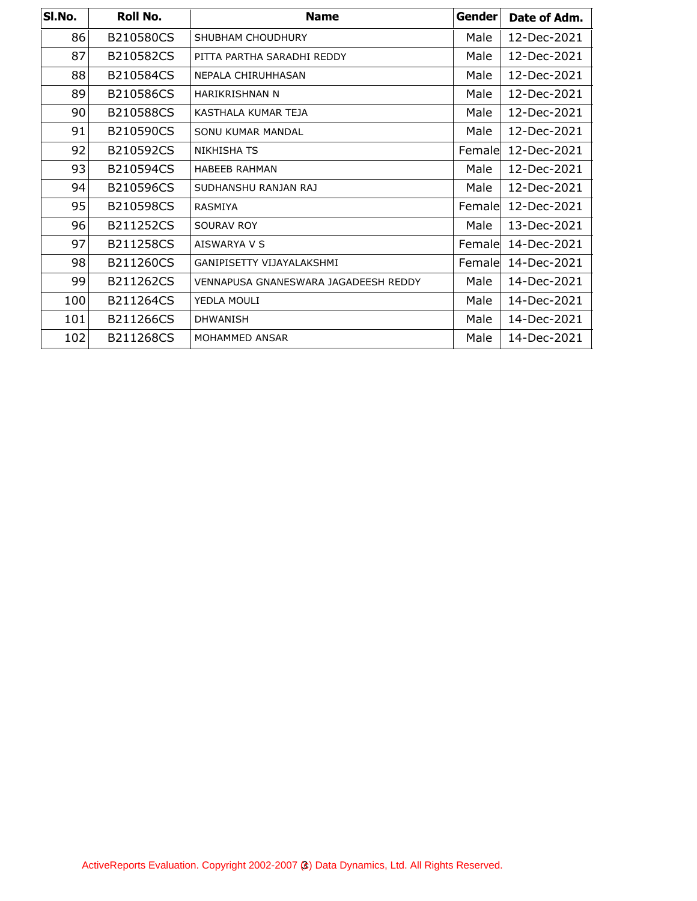| Sl.No. | Roll No. | Name | Gender | Date of Adm. |
| --- | --- | --- | --- | --- |
| 86 | B210580CS | SHUBHAM CHOUDHURY | Male | 12-Dec-2021 |
| 87 | B210582CS | PITTA PARTHA SARADHI REDDY | Male | 12-Dec-2021 |
| 88 | B210584CS | NEPALA CHIRUHHASAN | Male | 12-Dec-2021 |
| 89 | B210586CS | HARIKRISHNAN N | Male | 12-Dec-2021 |
| 90 | B210588CS | KASTHALA KUMAR TEJA | Male | 12-Dec-2021 |
| 91 | B210590CS | SONU KUMAR MANDAL | Male | 12-Dec-2021 |
| 92 | B210592CS | NIKHISHA TS | Female | 12-Dec-2021 |
| 93 | B210594CS | HABEEB RAHMAN | Male | 12-Dec-2021 |
| 94 | B210596CS | SUDHANSHU RANJAN RAJ | Male | 12-Dec-2021 |
| 95 | B210598CS | RASMIYA | Female | 12-Dec-2021 |
| 96 | B211252CS | SOURAV ROY | Male | 13-Dec-2021 |
| 97 | B211258CS | AISWARYA V S | Female | 14-Dec-2021 |
| 98 | B211260CS | GANIPISETTY VIJAYALAKSHMI | Female | 14-Dec-2021 |
| 99 | B211262CS | VENNAPUSA GNANESWARA JAGADEESH REDDY | Male | 14-Dec-2021 |
| 100 | B211264CS | YEDLA MOULI | Male | 14-Dec-2021 |
| 101 | B211266CS | DHWANISH | Male | 14-Dec-2021 |
| 102 | B211268CS | MOHAMMED ANSAR | Male | 14-Dec-2021 |

ActiveReports Evaluation. Copyright 2002-2007 (c) Data Dynamics, Ltd. All Rights Reserved.